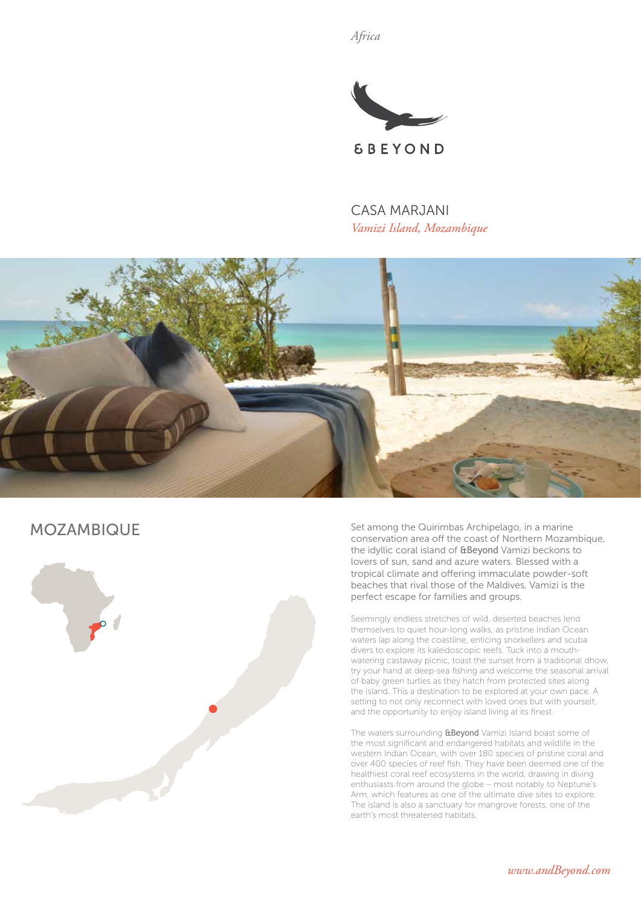*Africa*

&BEYOND

# CASA MARJANI

*Vamizi Island, Mozambique*

## MOZAMBIQUE

Set among the Quirimbas Archipelago, in a marine conservation area off the coast of Northern Mozambique, the idyllic coral island of &Beyond Vamizi beckons to lovers of sun, sand and azure waters. Blessed with a tropical climate and offering immaculate powder-soft beaches that rival those of the Maldives, Vamizi is the perfect escape for families and groups.

Seemingly endless stretches of wild, deserted beaches lend themselves to quiet hour-long walks, as pristine Indian Ocean waters lap along the coastline, enticing snorkellers and scuba divers to explore its kaleidoscopic reefs. Tuck into a mouth-watering castaway picnic, toast the sunset from a traditional dhow, try your hand at deep-sea fishing and welcome the seasonal arrival of baby green turtles as they hatch from protected sites along the island. This a destination to be explored at your own pace. A setting to not only reconnect with loved ones but with yourself, and the opportunity to enjoy island living at its finest.

The waters surrounding &Beyond Vamizi Island boast some of the most significant and endangered habitats and wildlife in the western Indian Ocean, with over 180 species of pristine coral and over 400 species of reef fish. They have been deemed one of the healthiest coral reef ecosystems in the world, drawing in diving enthusiasts from around the globe – most notably to Neptune's Arm, which features as one of the ultimate dive sites to explore. The island is also a sanctuary for mangrove forests, one of the earth's most threatened habitats.

*www.andBeyond.com*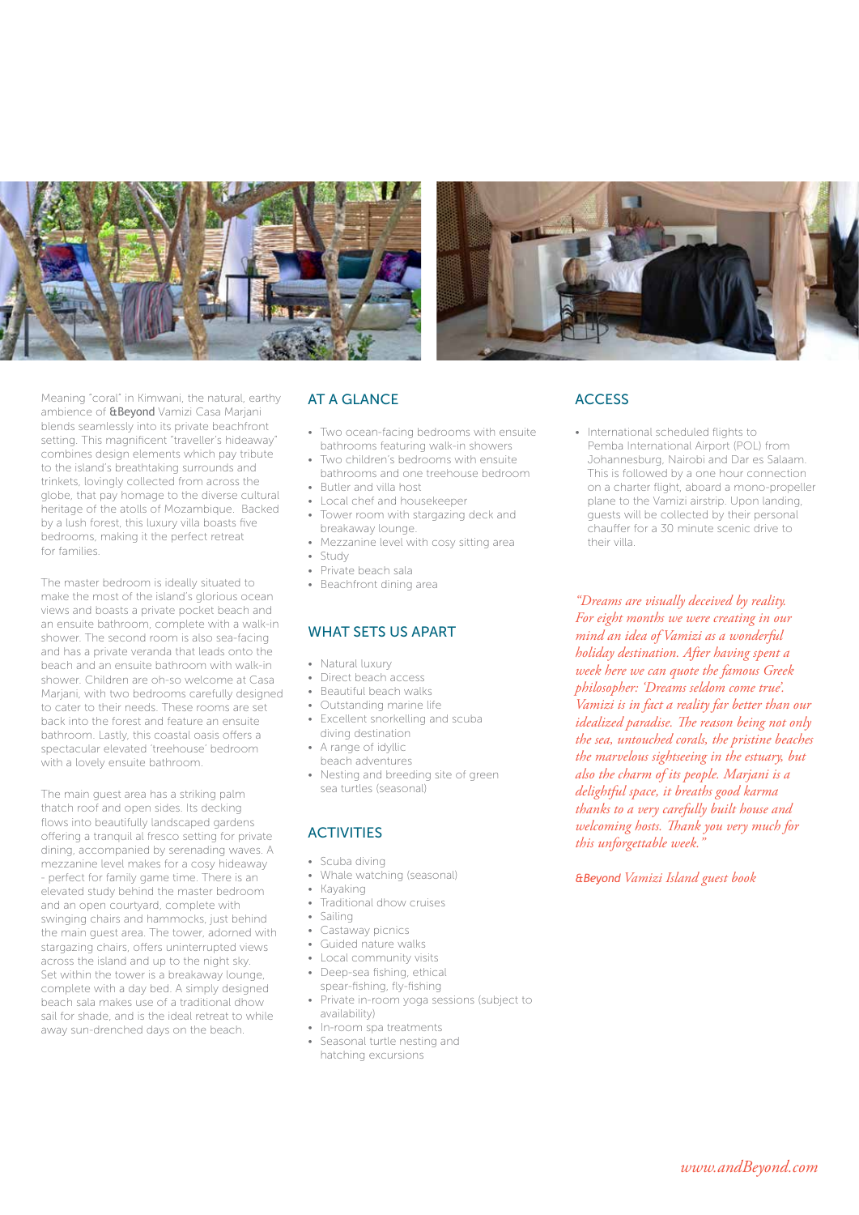Meaning "coral" in Kimwani, the natural, earthy ambience of &Beyond Vamizi Casa Marjani blends seamlessly into its private beachfront setting. This magnificent "traveller's hideaway" combines design elements which pay tribute to the island's breathtaking surrounds and trinkets, lovingly collected from across the globe, that pay homage to the diverse cultural heritage of the atolls of Mozambique. Backed by a lush forest, this luxury villa boasts five bedrooms, making it the perfect retreat for families.

The master bedroom is ideally situated to make the most of the island's glorious ocean views and boasts a private pocket beach and an ensuite bathroom, complete with a walk-in shower. The second room is also sea-facing and has a private veranda that leads onto the beach and an ensuite bathroom with walk-in shower. Children are oh-so welcome at Casa Marjani, with two bedrooms carefully designed to cater to their needs. These rooms are set back into the forest and feature an ensuite bathroom. Lastly, this coastal oasis offers a spectacular elevated 'treehouse' bedroom with a lovely ensuite bathroom.

The main guest area has a striking palm thatch roof and open sides. Its decking flows into beautifully landscaped gardens offering a tranquil al fresco setting for private dining, accompanied by serenading waves. A mezzanine level makes for a cosy hideaway - perfect for family game time. There is an elevated study behind the master bedroom and an open courtyard, complete with swinging chairs and hammocks, just behind the main guest area. The tower, adorned with stargazing chairs, offers uninterrupted views across the island and up to the night sky. Set within the tower is a breakaway lounge, complete with a day bed. A simply designed beach sala makes use of a traditional dhow sail for shade, and is the ideal retreat to while away sun-drenched days on the beach.

## AT A GLANCE

- Two ocean-facing bedrooms with ensuite bathrooms featuring walk-in showers
- Two children's bedrooms with ensuite bathrooms and one treehouse bedroom
- Butler and villa host
- Local chef and housekeeper
- Tower room with stargazing deck and breakaway lounge
- Mezzanine level with cosy sitting area
- Study
- Private beach sala
- Beachfront dining area

## WHAT SETS US APART

- Natural luxury
- Direct beach access
- Beautiful beach walks
- Outstanding marine life
- Excellent snorkelling and scuba diving destination
- A range of idyllic beach adventures
- Nesting and breeding site of green sea turtles (seasonal)

## ACTIVITIES

- Scuba diving
- Whale watching (seasonal)
- Kayaking
- Traditional dhow cruises
- Sailing
- Castaway picnics
- Guided nature walks
- Local community visits
- Deep-sea fishing, ethical spear-fishing, fly-fishing
- Private in-room yoga sessions (subject to availability)
- In-room spa treatments
- Seasonal turtle nesting and hatching excursions

## ACCESS

- International scheduled flights to Pemba International Airport (POL) from Johannesburg, Nairobi and Dar es Salaam. This is followed by a one hour connection on a charter flight, aboard a mono-propeller plane to the Vamizi airstrip. Upon landing, guests will be collected by their personal chauffer for a 30 minute scenic drive to their villa.

*"Dreams are visually deceived by reality. For eight months we were creating in our mind an idea of Vamizi as a wonderful holiday destination. After having spent a week here we can quote the famous Greek philosopher: 'Dreams seldom come true'. Vamizi is in fact a reality far better than our idealized paradise. The reason being not only the sea, untouched corals, the pristine beaches the marvelous sightseeing in the estuary, but also the charm of its people. Marjani is a delightful space, it breaths good karma thanks to a very carefully built house and welcoming hosts. Thank you very much for this unforgettable week."*

*&Beyond Vamizi Island guest book*

*www.andBeyond.com*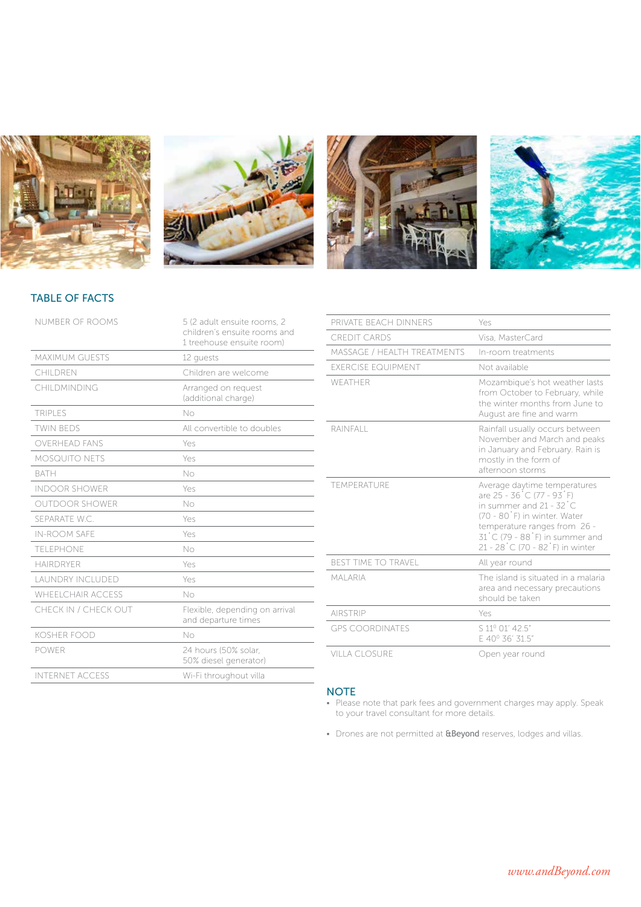## TABLE OF FACTS

| | |
|---|---|
| NUMBER OF ROOMS | 5 (2 adult ensuite rooms, 2 children's ensuite rooms and 1 treehouse ensuite room) |
| MAXIMUM GUESTS | 12 guests |
| CHILDREN | Children are welcome |
| CHILDMINDING | Arranged on request (additional charge) |
| TRIPLES | No |
| TWIN BEDS | All convertible to doubles |
| OVERHEAD FANS | Yes |
| MOSQUITO NETS | Yes |
| BATH | No |
| INDOOR SHOWER | Yes |
| OUTDOOR SHOWER | No |
| SEPARATE W.C. | Yes |
| IN-ROOM SAFE | Yes |
| TELEPHONE | No |
| HAIRDRYER | Yes |
| LAUNDRY INCLUDED | Yes |
| WHEELCHAIR ACCESS | No |
| CHECK IN / CHECK OUT | Flexible, depending on arrival and departure times |
| KOSHER FOOD | No |
| POWER | 24 hours (50% solar, 50% diesel generator) |
| INTERNET ACCESS | Wi-Fi throughout villa |
| PRIVATE BEACH DINNERS | Yes |
| CREDIT CARDS | Visa, MasterCard |
| MASSAGE / HEALTH TREATMENTS | In-room treatments |
| EXERCISE EQUIPMENT | Not available |
| WEATHER | Mozambique's hot weather lasts from October to February, while the winter months from June to August are fine and warm |
| RAINFALL | Rainfall usually occurs between November and March and peaks in January and February. Rain is mostly in the form of afternoon storms |
| TEMPERATURE | Average daytime temperatures are 25 - 36˚C (77 - 93˚F) in summer and 21 - 32˚C (70 - 80˚F) in winter. Water temperature ranges from 26 - 31˚C (79 - 88˚F) in summer and 21 - 28˚C (70 - 82˚F) in winter |
| BEST TIME TO TRAVEL | All year round |
| MALARIA | The island is situated in a malaria area and necessary precautions should be taken |
| AIRSTRIP | Yes |
| GPS COORDINATES | S 11º 01' 42.5" E 40º 36' 31.5" |
| VILLA CLOSURE | Open year round |

## NOTE

- Please note that park fees and government charges may apply. Speak to your travel consultant for more details.
- Drones are not permitted at **&Beyond** reserves, lodges and villas.

*www.andBeyond.com*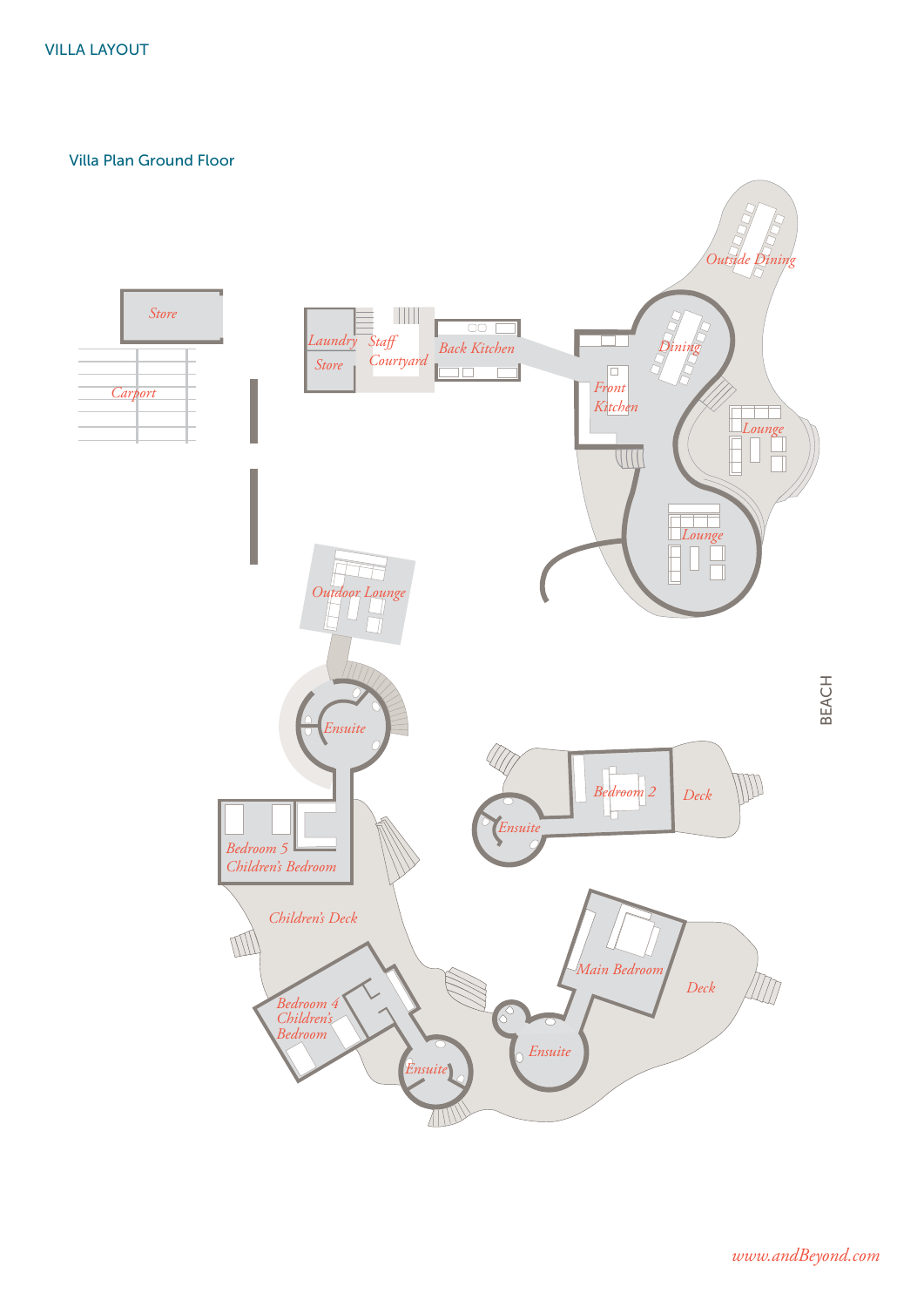VILLA LAYOUT

## Villa Plan Ground Floor

Store

Carport

Laundry

Store

Staff Courtyard

Back Kitchen

Front Kitchen

Dining

Outside Dining

Lounge

Lounge

Outdoor Lounge

Ensuite

Bedroom 5 Children's Bedroom

Children's Deck

Bedroom 4 Children's Bedroom

Ensuite

Bedroom 2

Ensuite

Deck

Main Bedroom

Ensuite

Deck

BEACH

www.andBeyond.com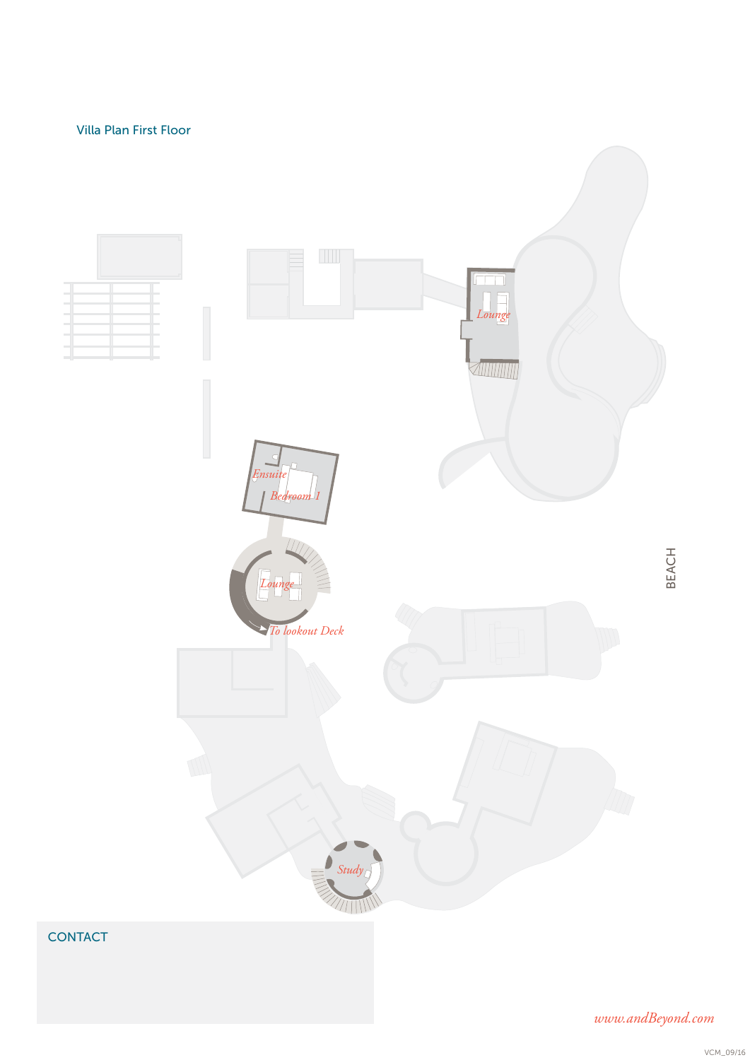## Villa Plan First Floor

Lounge

Ensuite

Bedroom 1

Lounge

To lookout Deck

Study

BEACH

CONTACT

www.andBeyond.com

VCM_09/16